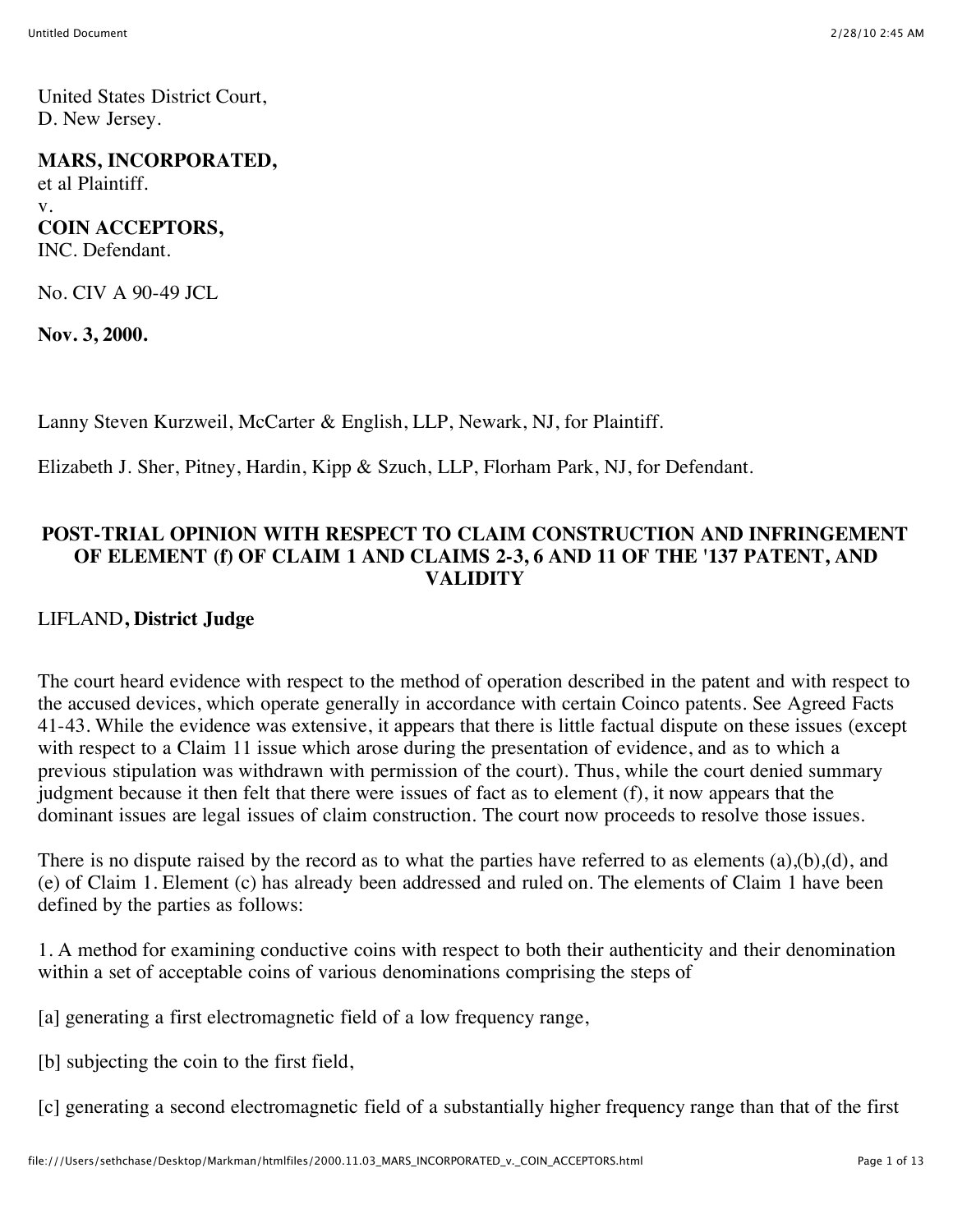United States District Court,
D. New Jersey.

**MARS, INCORPORATED,**
et al Plaintiff.
v.
**COIN ACCEPTORS,**
INC. Defendant.

No. CIV A 90-49 JCL

**Nov. 3, 2000.**

Lanny Steven Kurzweil, McCarter & English, LLP, Newark, NJ, for Plaintiff.

Elizabeth J. Sher, Pitney, Hardin, Kipp & Szuch, LLP, Florham Park, NJ, for Defendant.

## POST-TRIAL OPINION WITH RESPECT TO CLAIM CONSTRUCTION AND INFRINGEMENT OF ELEMENT (f) OF CLAIM 1 AND CLAIMS 2-3, 6 AND 11 OF THE '137 PATENT, AND VALIDITY

LIFLAND**, District Judge**

The court heard evidence with respect to the method of operation described in the patent and with respect to the accused devices, which operate generally in accordance with certain Coinco patents. See Agreed Facts 41-43. While the evidence was extensive, it appears that there is little factual dispute on these issues (except with respect to a Claim 11 issue which arose during the presentation of evidence, and as to which a previous stipulation was withdrawn with permission of the court). Thus, while the court denied summary judgment because it then felt that there were issues of fact as to element (f), it now appears that the dominant issues are legal issues of claim construction. The court now proceeds to resolve those issues.

There is no dispute raised by the record as to what the parties have referred to as elements (a),(b),(d), and (e) of Claim 1. Element (c) has already been addressed and ruled on. The elements of Claim 1 have been defined by the parties as follows:

1. A method for examining conductive coins with respect to both their authenticity and their denomination within a set of acceptable coins of various denominations comprising the steps of

[a] generating a first electromagnetic field of a low frequency range,

[b] subjecting the coin to the first field,

[c] generating a second electromagnetic field of a substantially higher frequency range than that of the first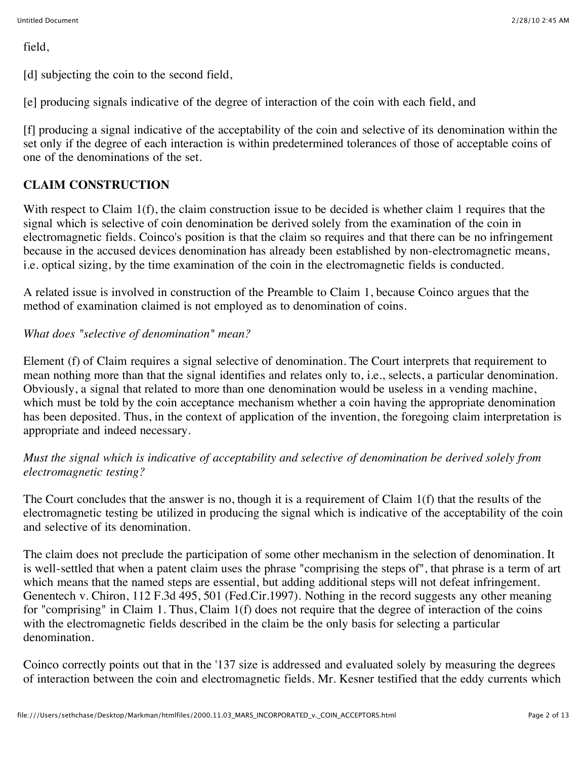field,

[d] subjecting the coin to the second field,

[e] producing signals indicative of the degree of interaction of the coin with each field, and

[f] producing a signal indicative of the acceptability of the coin and selective of its denomination within the set only if the degree of each interaction is within predetermined tolerances of those of acceptable coins of one of the denominations of the set.

## CLAIM CONSTRUCTION

With respect to Claim 1(f), the claim construction issue to be decided is whether claim 1 requires that the signal which is selective of coin denomination be derived solely from the examination of the coin in electromagnetic fields. Coinco's position is that the claim so requires and that there can be no infringement because in the accused devices denomination has already been established by non-electromagnetic means, i.e. optical sizing, by the time examination of the coin in the electromagnetic fields is conducted.

A related issue is involved in construction of the Preamble to Claim 1, because Coinco argues that the method of examination claimed is not employed as to denomination of coins.

*What does "selective of denomination" mean?*

Element (f) of Claim requires a signal selective of denomination. The Court interprets that requirement to mean nothing more than that the signal identifies and relates only to, i.e., selects, a particular denomination. Obviously, a signal that related to more than one denomination would be useless in a vending machine, which must be told by the coin acceptance mechanism whether a coin having the appropriate denomination has been deposited. Thus, in the context of application of the invention, the foregoing claim interpretation is appropriate and indeed necessary.

*Must the signal which is indicative of acceptability and selective of denomination be derived solely from electromagnetic testing?*

The Court concludes that the answer is no, though it is a requirement of Claim 1(f) that the results of the electromagnetic testing be utilized in producing the signal which is indicative of the acceptability of the coin and selective of its denomination.

The claim does not preclude the participation of some other mechanism in the selection of denomination. It is well-settled that when a patent claim uses the phrase "comprising the steps of", that phrase is a term of art which means that the named steps are essential, but adding additional steps will not defeat infringement. Genentech v. Chiron, 112 F.3d 495, 501 (Fed.Cir.1997). Nothing in the record suggests any other meaning for "comprising" in Claim 1. Thus, Claim 1(f) does not require that the degree of interaction of the coins with the electromagnetic fields described in the claim be the only basis for selecting a particular denomination.

Coinco correctly points out that in the '137 size is addressed and evaluated solely by measuring the degrees of interaction between the coin and electromagnetic fields. Mr. Kesner testified that the eddy currents which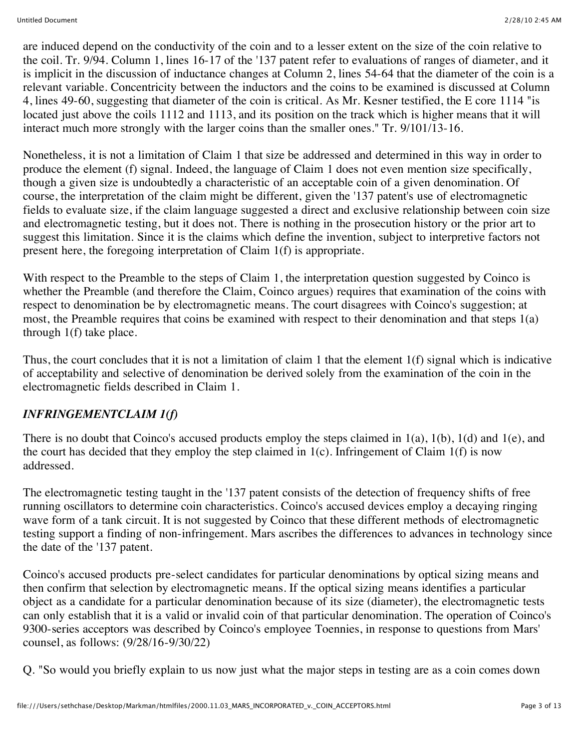are induced depend on the conductivity of the coin and to a lesser extent on the size of the coin relative to the coil. Tr. 9/94. Column 1, lines 16-17 of the '137 patent refer to evaluations of ranges of diameter, and it is implicit in the discussion of inductance changes at Column 2, lines 54-64 that the diameter of the coin is a relevant variable. Concentricity between the inductors and the coins to be examined is discussed at Column 4, lines 49-60, suggesting that diameter of the coin is critical. As Mr. Kesner testified, the E core 1114 "is located just above the coils 1112 and 1113, and its position on the track which is higher means that it will interact much more strongly with the larger coins than the smaller ones." Tr. 9/101/13-16.

Nonetheless, it is not a limitation of Claim 1 that size be addressed and determined in this way in order to produce the element (f) signal. Indeed, the language of Claim 1 does not even mention size specifically, though a given size is undoubtedly a characteristic of an acceptable coin of a given denomination. Of course, the interpretation of the claim might be different, given the '137 patent's use of electromagnetic fields to evaluate size, if the claim language suggested a direct and exclusive relationship between coin size and electromagnetic testing, but it does not. There is nothing in the prosecution history or the prior art to suggest this limitation. Since it is the claims which define the invention, subject to interpretive factors not present here, the foregoing interpretation of Claim 1(f) is appropriate.

With respect to the Preamble to the steps of Claim 1, the interpretation question suggested by Coinco is whether the Preamble (and therefore the Claim, Coinco argues) requires that examination of the coins with respect to denomination be by electromagnetic means. The court disagrees with Coinco's suggestion; at most, the Preamble requires that coins be examined with respect to their denomination and that steps 1(a) through 1(f) take place.

Thus, the court concludes that it is not a limitation of claim 1 that the element 1(f) signal which is indicative of acceptability and selective of denomination be derived solely from the examination of the coin in the electromagnetic fields described in Claim 1.

### *INFRINGEMENTCLAIM 1(f)*

There is no doubt that Coinco's accused products employ the steps claimed in 1(a), 1(b), 1(d) and 1(e), and the court has decided that they employ the step claimed in 1(c). Infringement of Claim 1(f) is now addressed.

The electromagnetic testing taught in the '137 patent consists of the detection of frequency shifts of free running oscillators to determine coin characteristics. Coinco's accused devices employ a decaying ringing wave form of a tank circuit. It is not suggested by Coinco that these different methods of electromagnetic testing support a finding of non-infringement. Mars ascribes the differences to advances in technology since the date of the '137 patent.

Coinco's accused products pre-select candidates for particular denominations by optical sizing means and then confirm that selection by electromagnetic means. If the optical sizing means identifies a particular object as a candidate for a particular denomination because of its size (diameter), the electromagnetic tests can only establish that it is a valid or invalid coin of that particular denomination. The operation of Coinco's 9300-series acceptors was described by Coinco's employee Toennies, in response to questions from Mars' counsel, as follows: (9/28/16-9/30/22)

Q. "So would you briefly explain to us now just what the major steps in testing are as a coin comes down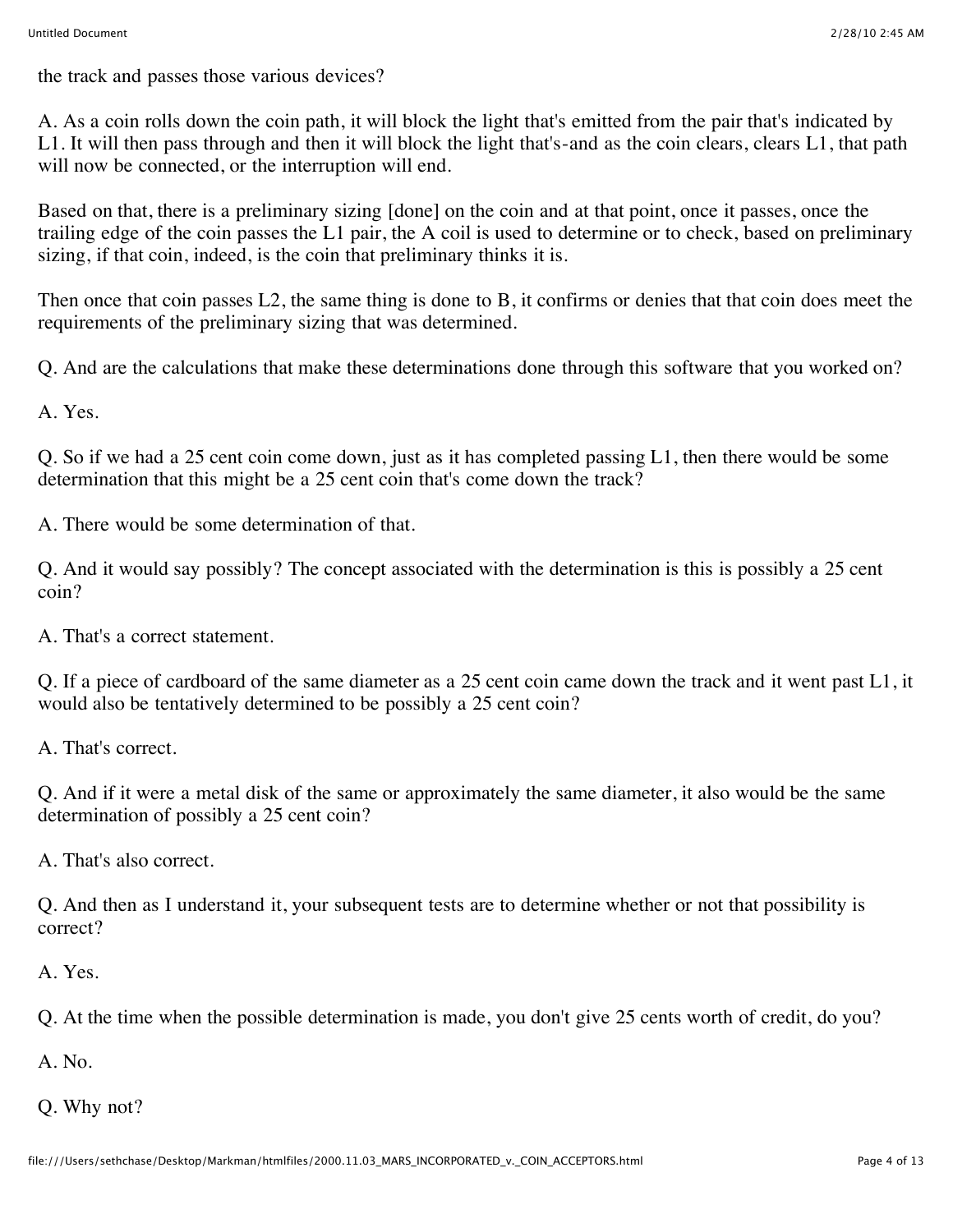the track and passes those various devices?

A. As a coin rolls down the coin path, it will block the light that's emitted from the pair that's indicated by L1. It will then pass through and then it will block the light that's-and as the coin clears, clears L1, that path will now be connected, or the interruption will end.

Based on that, there is a preliminary sizing [done] on the coin and at that point, once it passes, once the trailing edge of the coin passes the L1 pair, the A coil is used to determine or to check, based on preliminary sizing, if that coin, indeed, is the coin that preliminary thinks it is.

Then once that coin passes L2, the same thing is done to B, it confirms or denies that that coin does meet the requirements of the preliminary sizing that was determined.

Q. And are the calculations that make these determinations done through this software that you worked on?

A. Yes.

Q. So if we had a 25 cent coin come down, just as it has completed passing L1, then there would be some determination that this might be a 25 cent coin that's come down the track?

A. There would be some determination of that.

Q. And it would say possibly? The concept associated with the determination is this is possibly a 25 cent coin?

A. That's a correct statement.

Q. If a piece of cardboard of the same diameter as a 25 cent coin came down the track and it went past L1, it would also be tentatively determined to be possibly a 25 cent coin?

A. That's correct.

Q. And if it were a metal disk of the same or approximately the same diameter, it also would be the same determination of possibly a 25 cent coin?

A. That's also correct.

Q. And then as I understand it, your subsequent tests are to determine whether or not that possibility is correct?

A. Yes.

Q. At the time when the possible determination is made, you don't give 25 cents worth of credit, do you?

A. No.

Q. Why not?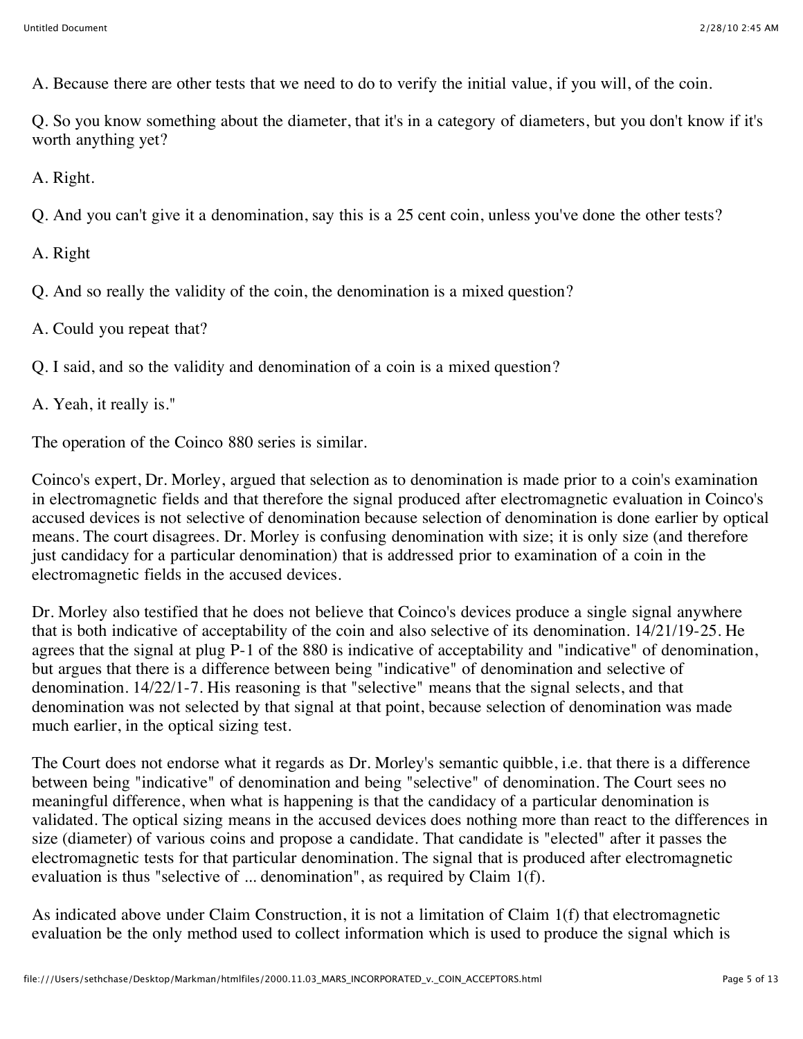A. Because there are other tests that we need to do to verify the initial value, if you will, of the coin.

Q. So you know something about the diameter, that it's in a category of diameters, but you don't know if it's worth anything yet?

A. Right.

Q. And you can't give it a denomination, say this is a 25 cent coin, unless you've done the other tests?

A. Right

Q. And so really the validity of the coin, the denomination is a mixed question?

A. Could you repeat that?

Q. I said, and so the validity and denomination of a coin is a mixed question?

A. Yeah, it really is."

The operation of the Coinco 880 series is similar.

Coinco's expert, Dr. Morley, argued that selection as to denomination is made prior to a coin's examination in electromagnetic fields and that therefore the signal produced after electromagnetic evaluation in Coinco's accused devices is not selective of denomination because selection of denomination is done earlier by optical means. The court disagrees. Dr. Morley is confusing denomination with size; it is only size (and therefore just candidacy for a particular denomination) that is addressed prior to examination of a coin in the electromagnetic fields in the accused devices.

Dr. Morley also testified that he does not believe that Coinco's devices produce a single signal anywhere that is both indicative of acceptability of the coin and also selective of its denomination. 14/21/19-25. He agrees that the signal at plug P-1 of the 880 is indicative of acceptability and "indicative" of denomination, but argues that there is a difference between being "indicative" of denomination and selective of denomination. 14/22/1-7. His reasoning is that "selective" means that the signal selects, and that denomination was not selected by that signal at that point, because selection of denomination was made much earlier, in the optical sizing test.

The Court does not endorse what it regards as Dr. Morley's semantic quibble, i.e. that there is a difference between being "indicative" of denomination and being "selective" of denomination. The Court sees no meaningful difference, when what is happening is that the candidacy of a particular denomination is validated. The optical sizing means in the accused devices does nothing more than react to the differences in size (diameter) of various coins and propose a candidate. That candidate is "elected" after it passes the electromagnetic tests for that particular denomination. The signal that is produced after electromagnetic evaluation is thus "selective of ... denomination", as required by Claim 1(f).

As indicated above under Claim Construction, it is not a limitation of Claim 1(f) that electromagnetic evaluation be the only method used to collect information which is used to produce the signal which is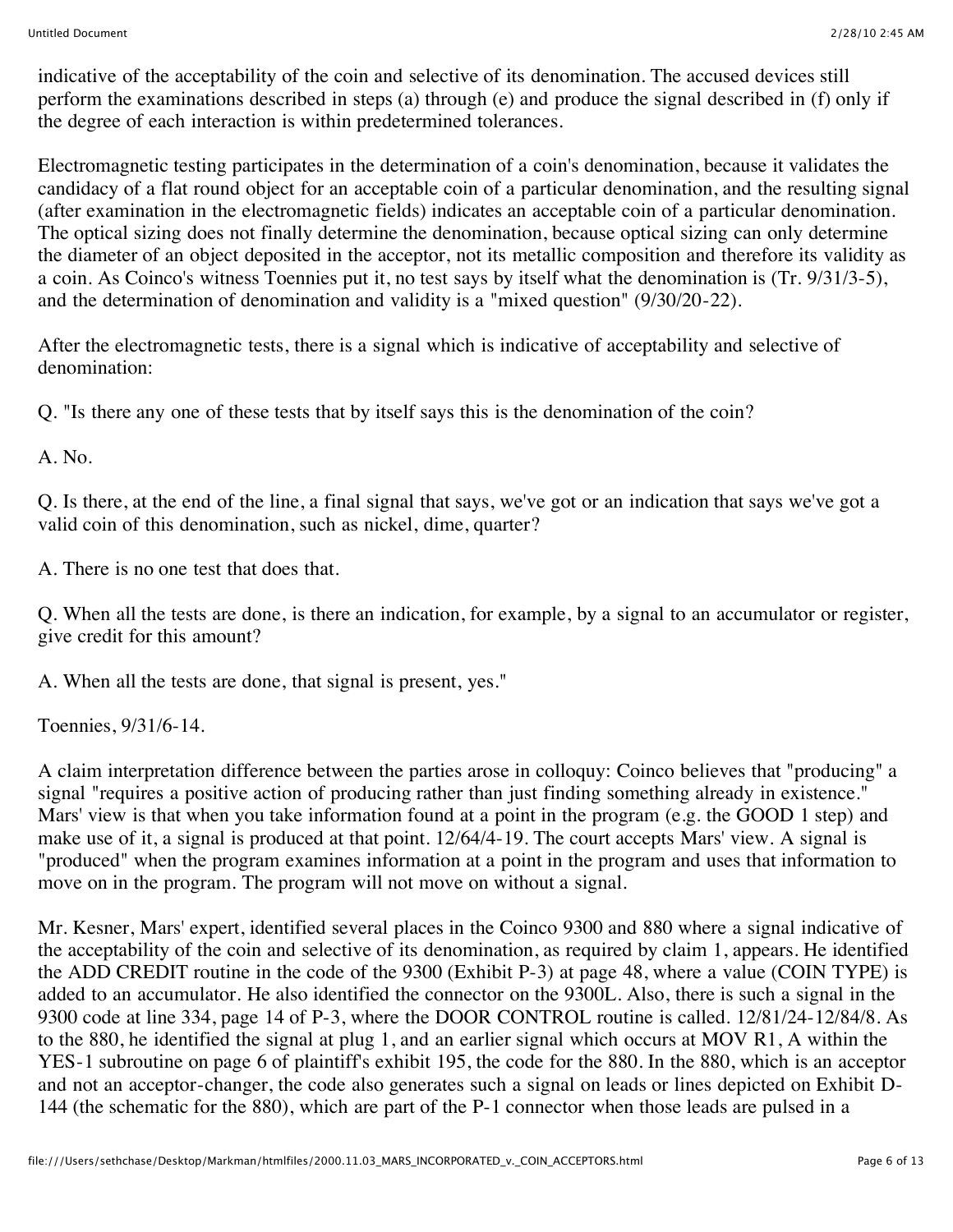indicative of the acceptability of the coin and selective of its denomination. The accused devices still perform the examinations described in steps (a) through (e) and produce the signal described in (f) only if the degree of each interaction is within predetermined tolerances.

Electromagnetic testing participates in the determination of a coin's denomination, because it validates the candidacy of a flat round object for an acceptable coin of a particular denomination, and the resulting signal (after examination in the electromagnetic fields) indicates an acceptable coin of a particular denomination. The optical sizing does not finally determine the denomination, because optical sizing can only determine the diameter of an object deposited in the acceptor, not its metallic composition and therefore its validity as a coin. As Coinco's witness Toennies put it, no test says by itself what the denomination is (Tr. 9/31/3-5), and the determination of denomination and validity is a "mixed question" (9/30/20-22).

After the electromagnetic tests, there is a signal which is indicative of acceptability and selective of denomination:

Q. "Is there any one of these tests that by itself says this is the denomination of the coin?

A. No.

Q. Is there, at the end of the line, a final signal that says, we've got or an indication that says we've got a valid coin of this denomination, such as nickel, dime, quarter?

A. There is no one test that does that.

Q. When all the tests are done, is there an indication, for example, by a signal to an accumulator or register, give credit for this amount?

A. When all the tests are done, that signal is present, yes."

Toennies, 9/31/6-14.

A claim interpretation difference between the parties arose in colloquy: Coinco believes that "producing" a signal "requires a positive action of producing rather than just finding something already in existence." Mars' view is that when you take information found at a point in the program (e.g. the GOOD 1 step) and make use of it, a signal is produced at that point. 12/64/4-19. The court accepts Mars' view. A signal is "produced" when the program examines information at a point in the program and uses that information to move on in the program. The program will not move on without a signal.

Mr. Kesner, Mars' expert, identified several places in the Coinco 9300 and 880 where a signal indicative of the acceptability of the coin and selective of its denomination, as required by claim 1, appears. He identified the ADD CREDIT routine in the code of the 9300 (Exhibit P-3) at page 48, where a value (COIN TYPE) is added to an accumulator. He also identified the connector on the 9300L. Also, there is such a signal in the 9300 code at line 334, page 14 of P-3, where the DOOR CONTROL routine is called. 12/81/24-12/84/8. As to the 880, he identified the signal at plug 1, and an earlier signal which occurs at MOV R1, A within the YES-1 subroutine on page 6 of plaintiff's exhibit 195, the code for the 880. In the 880, which is an acceptor and not an acceptor-changer, the code also generates such a signal on leads or lines depicted on Exhibit D-144 (the schematic for the 880), which are part of the P-1 connector when those leads are pulsed in a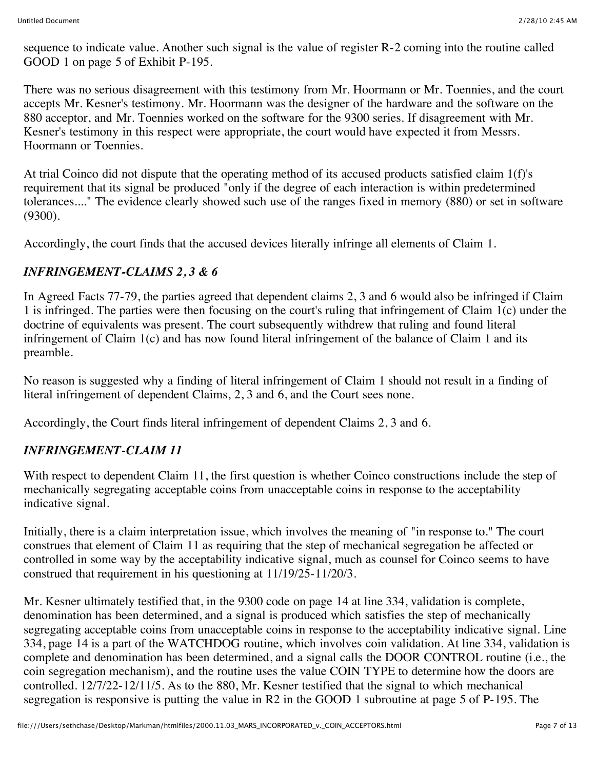sequence to indicate value. Another such signal is the value of register R-2 coming into the routine called GOOD 1 on page 5 of Exhibit P-195.

There was no serious disagreement with this testimony from Mr. Hoormann or Mr. Toennies, and the court accepts Mr. Kesner's testimony. Mr. Hoormann was the designer of the hardware and the software on the 880 acceptor, and Mr. Toennies worked on the software for the 9300 series. If disagreement with Mr. Kesner's testimony in this respect were appropriate, the court would have expected it from Messrs. Hoormann or Toennies.

At trial Coinco did not dispute that the operating method of its accused products satisfied claim 1(f)'s requirement that its signal be produced "only if the degree of each interaction is within predetermined tolerances...." The evidence clearly showed such use of the ranges fixed in memory (880) or set in software (9300).

Accordingly, the court finds that the accused devices literally infringe all elements of Claim 1.

### *INFRINGEMENT-CLAIMS 2, 3 & 6*

In Agreed Facts 77-79, the parties agreed that dependent claims 2, 3 and 6 would also be infringed if Claim 1 is infringed. The parties were then focusing on the court's ruling that infringement of Claim 1(c) under the doctrine of equivalents was present. The court subsequently withdrew that ruling and found literal infringement of Claim 1(c) and has now found literal infringement of the balance of Claim 1 and its preamble.

No reason is suggested why a finding of literal infringement of Claim 1 should not result in a finding of literal infringement of dependent Claims, 2, 3 and 6, and the Court sees none.

Accordingly, the Court finds literal infringement of dependent Claims 2, 3 and 6.

### *INFRINGEMENT-CLAIM 11*

With respect to dependent Claim 11, the first question is whether Coinco constructions include the step of mechanically segregating acceptable coins from unacceptable coins in response to the acceptability indicative signal.

Initially, there is a claim interpretation issue, which involves the meaning of "in response to." The court construes that element of Claim 11 as requiring that the step of mechanical segregation be affected or controlled in some way by the acceptability indicative signal, much as counsel for Coinco seems to have construed that requirement in his questioning at 11/19/25-11/20/3.

Mr. Kesner ultimately testified that, in the 9300 code on page 14 at line 334, validation is complete, denomination has been determined, and a signal is produced which satisfies the step of mechanically segregating acceptable coins from unacceptable coins in response to the acceptability indicative signal. Line 334, page 14 is a part of the WATCHDOG routine, which involves coin validation. At line 334, validation is complete and denomination has been determined, and a signal calls the DOOR CONTROL routine (i.e., the coin segregation mechanism), and the routine uses the value COIN TYPE to determine how the doors are controlled. 12/7/22-12/11/5. As to the 880, Mr. Kesner testified that the signal to which mechanical segregation is responsive is putting the value in R2 in the GOOD 1 subroutine at page 5 of P-195. The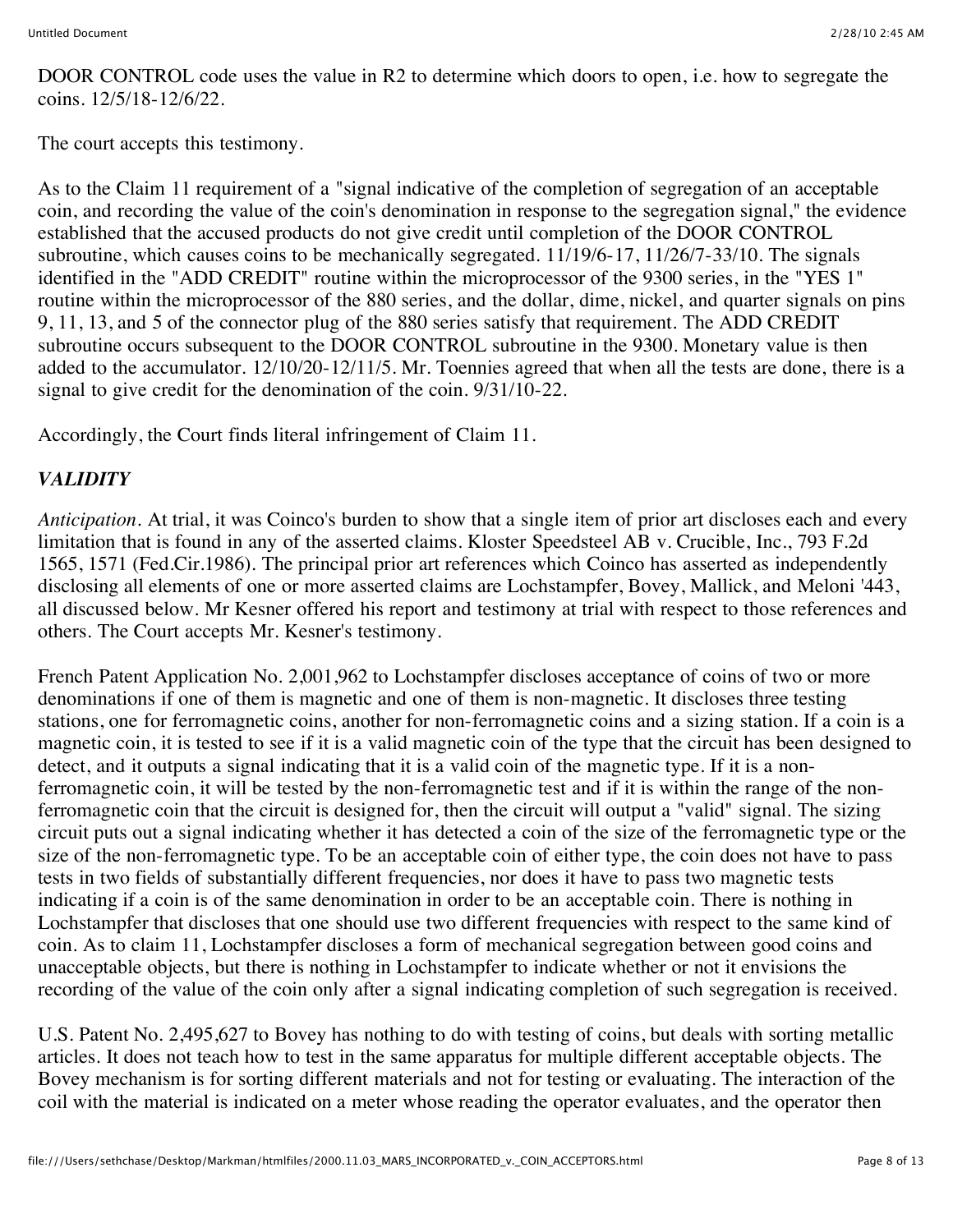DOOR CONTROL code uses the value in R2 to determine which doors to open, i.e. how to segregate the coins. 12/5/18-12/6/22.

The court accepts this testimony.

As to the Claim 11 requirement of a "signal indicative of the completion of segregation of an acceptable coin, and recording the value of the coin's denomination in response to the segregation signal," the evidence established that the accused products do not give credit until completion of the DOOR CONTROL subroutine, which causes coins to be mechanically segregated. 11/19/6-17, 11/26/7-33/10. The signals identified in the "ADD CREDIT" routine within the microprocessor of the 9300 series, in the "YES 1" routine within the microprocessor of the 880 series, and the dollar, dime, nickel, and quarter signals on pins 9, 11, 13, and 5 of the connector plug of the 880 series satisfy that requirement. The ADD CREDIT subroutine occurs subsequent to the DOOR CONTROL subroutine in the 9300. Monetary value is then added to the accumulator. 12/10/20-12/11/5. Mr. Toennies agreed that when all the tests are done, there is a signal to give credit for the denomination of the coin. 9/31/10-22.

Accordingly, the Court finds literal infringement of Claim 11.

***VALIDITY***

*Anticipation*. At trial, it was Coinco's burden to show that a single item of prior art discloses each and every limitation that is found in any of the asserted claims. Kloster Speedsteel AB v. Crucible, Inc., 793 F.2d 1565, 1571 (Fed.Cir.1986). The principal prior art references which Coinco has asserted as independently disclosing all elements of one or more asserted claims are Lochstampfer, Bovey, Mallick, and Meloni '443, all discussed below. Mr Kesner offered his report and testimony at trial with respect to those references and others. The Court accepts Mr. Kesner's testimony.

French Patent Application No. 2,001,962 to Lochstampfer discloses acceptance of coins of two or more denominations if one of them is magnetic and one of them is non-magnetic. It discloses three testing stations, one for ferromagnetic coins, another for non-ferromagnetic coins and a sizing station. If a coin is a magnetic coin, it is tested to see if it is a valid magnetic coin of the type that the circuit has been designed to detect, and it outputs a signal indicating that it is a valid coin of the magnetic type. If it is a non-ferromagnetic coin, it will be tested by the non-ferromagnetic test and if it is within the range of the non-ferromagnetic coin that the circuit is designed for, then the circuit will output a "valid" signal. The sizing circuit puts out a signal indicating whether it has detected a coin of the size of the ferromagnetic type or the size of the non-ferromagnetic type. To be an acceptable coin of either type, the coin does not have to pass tests in two fields of substantially different frequencies, nor does it have to pass two magnetic tests indicating if a coin is of the same denomination in order to be an acceptable coin. There is nothing in Lochstampfer that discloses that one should use two different frequencies with respect to the same kind of coin. As to claim 11, Lochstampfer discloses a form of mechanical segregation between good coins and unacceptable objects, but there is nothing in Lochstampfer to indicate whether or not it envisions the recording of the value of the coin only after a signal indicating completion of such segregation is received.

U.S. Patent No. 2,495,627 to Bovey has nothing to do with testing of coins, but deals with sorting metallic articles. It does not teach how to test in the same apparatus for multiple different acceptable objects. The Bovey mechanism is for sorting different materials and not for testing or evaluating. The interaction of the coil with the material is indicated on a meter whose reading the operator evaluates, and the operator then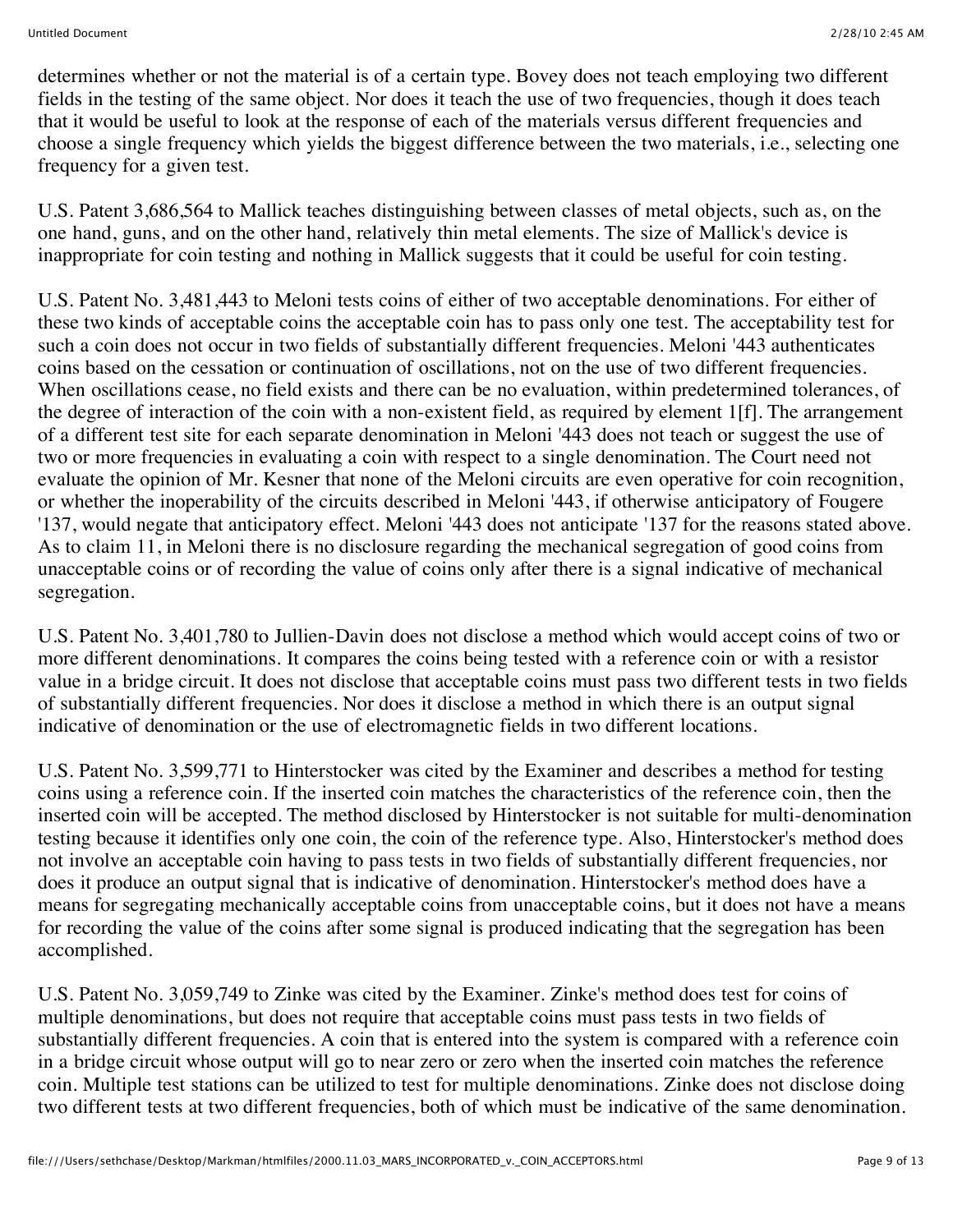determines whether or not the material is of a certain type. Bovey does not teach employing two different fields in the testing of the same object. Nor does it teach the use of two frequencies, though it does teach that it would be useful to look at the response of each of the materials versus different frequencies and choose a single frequency which yields the biggest difference between the two materials, i.e., selecting one frequency for a given test.

U.S. Patent 3,686,564 to Mallick teaches distinguishing between classes of metal objects, such as, on the one hand, guns, and on the other hand, relatively thin metal elements. The size of Mallick's device is inappropriate for coin testing and nothing in Mallick suggests that it could be useful for coin testing.

U.S. Patent No. 3,481,443 to Meloni tests coins of either of two acceptable denominations. For either of these two kinds of acceptable coins the acceptable coin has to pass only one test. The acceptability test for such a coin does not occur in two fields of substantially different frequencies. Meloni '443 authenticates coins based on the cessation or continuation of oscillations, not on the use of two different frequencies. When oscillations cease, no field exists and there can be no evaluation, within predetermined tolerances, of the degree of interaction of the coin with a non-existent field, as required by element 1[f]. The arrangement of a different test site for each separate denomination in Meloni '443 does not teach or suggest the use of two or more frequencies in evaluating a coin with respect to a single denomination. The Court need not evaluate the opinion of Mr. Kesner that none of the Meloni circuits are even operative for coin recognition, or whether the inoperability of the circuits described in Meloni '443, if otherwise anticipatory of Fougere '137, would negate that anticipatory effect. Meloni '443 does not anticipate '137 for the reasons stated above. As to claim 11, in Meloni there is no disclosure regarding the mechanical segregation of good coins from unacceptable coins or of recording the value of coins only after there is a signal indicative of mechanical segregation.

U.S. Patent No. 3,401,780 to Jullien-Davin does not disclose a method which would accept coins of two or more different denominations. It compares the coins being tested with a reference coin or with a resistor value in a bridge circuit. It does not disclose that acceptable coins must pass two different tests in two fields of substantially different frequencies. Nor does it disclose a method in which there is an output signal indicative of denomination or the use of electromagnetic fields in two different locations.

U.S. Patent No. 3,599,771 to Hinterstocker was cited by the Examiner and describes a method for testing coins using a reference coin. If the inserted coin matches the characteristics of the reference coin, then the inserted coin will be accepted. The method disclosed by Hinterstocker is not suitable for multi-denomination testing because it identifies only one coin, the coin of the reference type. Also, Hinterstocker's method does not involve an acceptable coin having to pass tests in two fields of substantially different frequencies, nor does it produce an output signal that is indicative of denomination. Hinterstocker's method does have a means for segregating mechanically acceptable coins from unacceptable coins, but it does not have a means for recording the value of the coins after some signal is produced indicating that the segregation has been accomplished.

U.S. Patent No. 3,059,749 to Zinke was cited by the Examiner. Zinke's method does test for coins of multiple denominations, but does not require that acceptable coins must pass tests in two fields of substantially different frequencies. A coin that is entered into the system is compared with a reference coin in a bridge circuit whose output will go to near zero or zero when the inserted coin matches the reference coin. Multiple test stations can be utilized to test for multiple denominations. Zinke does not disclose doing two different tests at two different frequencies, both of which must be indicative of the same denomination.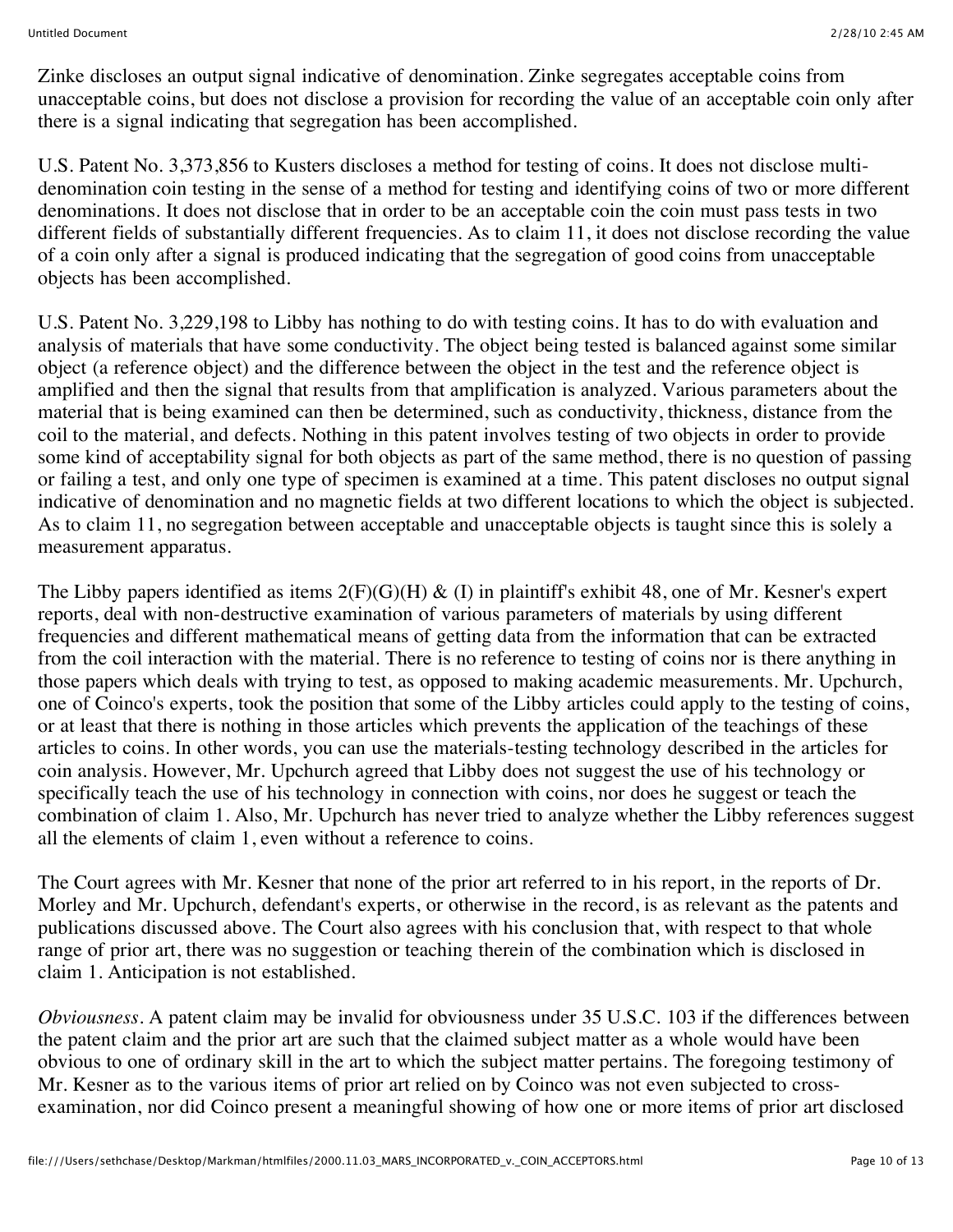Zinke discloses an output signal indicative of denomination. Zinke segregates acceptable coins from unacceptable coins, but does not disclose a provision for recording the value of an acceptable coin only after there is a signal indicating that segregation has been accomplished.

U.S. Patent No. 3,373,856 to Kusters discloses a method for testing of coins. It does not disclose multi-denomination coin testing in the sense of a method for testing and identifying coins of two or more different denominations. It does not disclose that in order to be an acceptable coin the coin must pass tests in two different fields of substantially different frequencies. As to claim 11, it does not disclose recording the value of a coin only after a signal is produced indicating that the segregation of good coins from unacceptable objects has been accomplished.

U.S. Patent No. 3,229,198 to Libby has nothing to do with testing coins. It has to do with evaluation and analysis of materials that have some conductivity. The object being tested is balanced against some similar object (a reference object) and the difference between the object in the test and the reference object is amplified and then the signal that results from that amplification is analyzed. Various parameters about the material that is being examined can then be determined, such as conductivity, thickness, distance from the coil to the material, and defects. Nothing in this patent involves testing of two objects in order to provide some kind of acceptability signal for both objects as part of the same method, there is no question of passing or failing a test, and only one type of specimen is examined at a time. This patent discloses no output signal indicative of denomination and no magnetic fields at two different locations to which the object is subjected. As to claim 11, no segregation between acceptable and unacceptable objects is taught since this is solely a measurement apparatus.

The Libby papers identified as items 2(F)(G)(H) & (I) in plaintiff's exhibit 48, one of Mr. Kesner's expert reports, deal with non-destructive examination of various parameters of materials by using different frequencies and different mathematical means of getting data from the information that can be extracted from the coil interaction with the material. There is no reference to testing of coins nor is there anything in those papers which deals with trying to test, as opposed to making academic measurements. Mr. Upchurch, one of Coinco's experts, took the position that some of the Libby articles could apply to the testing of coins, or at least that there is nothing in those articles which prevents the application of the teachings of these articles to coins. In other words, you can use the materials-testing technology described in the articles for coin analysis. However, Mr. Upchurch agreed that Libby does not suggest the use of his technology or specifically teach the use of his technology in connection with coins, nor does he suggest or teach the combination of claim 1. Also, Mr. Upchurch has never tried to analyze whether the Libby references suggest all the elements of claim 1, even without a reference to coins.

The Court agrees with Mr. Kesner that none of the prior art referred to in his report, in the reports of Dr. Morley and Mr. Upchurch, defendant's experts, or otherwise in the record, is as relevant as the patents and publications discussed above. The Court also agrees with his conclusion that, with respect to that whole range of prior art, there was no suggestion or teaching therein of the combination which is disclosed in claim 1. Anticipation is not established.

*Obviousness*. A patent claim may be invalid for obviousness under 35 U.S.C. 103 if the differences between the patent claim and the prior art are such that the claimed subject matter as a whole would have been obvious to one of ordinary skill in the art to which the subject matter pertains. The foregoing testimony of Mr. Kesner as to the various items of prior art relied on by Coinco was not even subjected to cross-examination, nor did Coinco present a meaningful showing of how one or more items of prior art disclosed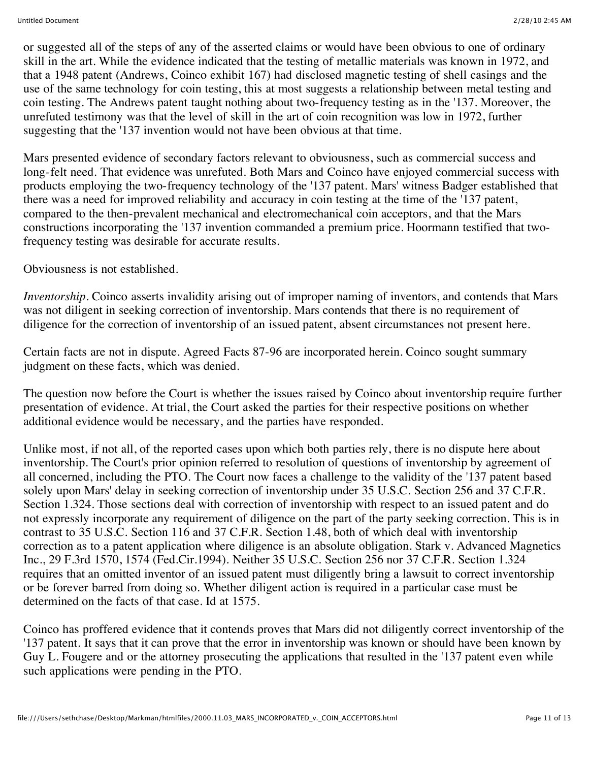or suggested all of the steps of any of the asserted claims or would have been obvious to one of ordinary skill in the art. While the evidence indicated that the testing of metallic materials was known in 1972, and that a 1948 patent (Andrews, Coinco exhibit 167) had disclosed magnetic testing of shell casings and the use of the same technology for coin testing, this at most suggests a relationship between metal testing and coin testing. The Andrews patent taught nothing about two-frequency testing as in the '137. Moreover, the unrefuted testimony was that the level of skill in the art of coin recognition was low in 1972, further suggesting that the '137 invention would not have been obvious at that time.

Mars presented evidence of secondary factors relevant to obviousness, such as commercial success and long-felt need. That evidence was unrefuted. Both Mars and Coinco have enjoyed commercial success with products employing the two-frequency technology of the '137 patent. Mars' witness Badger established that there was a need for improved reliability and accuracy in coin testing at the time of the '137 patent, compared to the then-prevalent mechanical and electromechanical coin acceptors, and that the Mars constructions incorporating the '137 invention commanded a premium price. Hoormann testified that two-frequency testing was desirable for accurate results.

Obviousness is not established.

*Inventorship*. Coinco asserts invalidity arising out of improper naming of inventors, and contends that Mars was not diligent in seeking correction of inventorship. Mars contends that there is no requirement of diligence for the correction of inventorship of an issued patent, absent circumstances not present here.

Certain facts are not in dispute. Agreed Facts 87-96 are incorporated herein. Coinco sought summary judgment on these facts, which was denied.

The question now before the Court is whether the issues raised by Coinco about inventorship require further presentation of evidence. At trial, the Court asked the parties for their respective positions on whether additional evidence would be necessary, and the parties have responded.

Unlike most, if not all, of the reported cases upon which both parties rely, there is no dispute here about inventorship. The Court's prior opinion referred to resolution of questions of inventorship by agreement of all concerned, including the PTO. The Court now faces a challenge to the validity of the '137 patent based solely upon Mars' delay in seeking correction of inventorship under 35 U.S.C. Section 256 and 37 C.F.R. Section 1.324. Those sections deal with correction of inventorship with respect to an issued patent and do not expressly incorporate any requirement of diligence on the part of the party seeking correction. This is in contrast to 35 U.S.C. Section 116 and 37 C.F.R. Section 1.48, both of which deal with inventorship correction as to a patent application where diligence is an absolute obligation. Stark v. Advanced Magnetics Inc., 29 F.3rd 1570, 1574 (Fed.Cir.1994). Neither 35 U.S.C. Section 256 nor 37 C.F.R. Section 1.324 requires that an omitted inventor of an issued patent must diligently bring a lawsuit to correct inventorship or be forever barred from doing so. Whether diligent action is required in a particular case must be determined on the facts of that case. Id at 1575.

Coinco has proffered evidence that it contends proves that Mars did not diligently correct inventorship of the '137 patent. It says that it can prove that the error in inventorship was known or should have been known by Guy L. Fougere and or the attorney prosecuting the applications that resulted in the '137 patent even while such applications were pending in the PTO.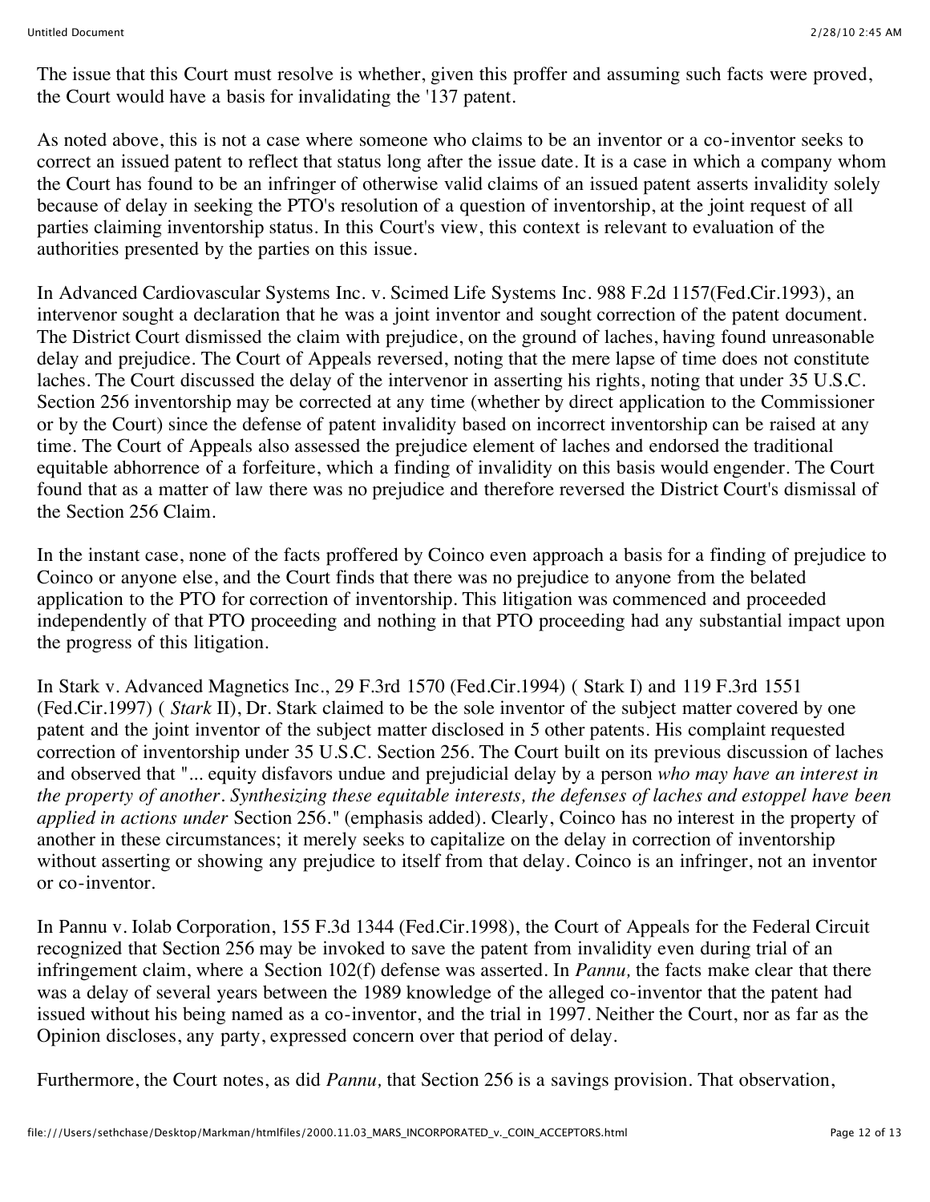The issue that this Court must resolve is whether, given this proffer and assuming such facts were proved, the Court would have a basis for invalidating the '137 patent.

As noted above, this is not a case where someone who claims to be an inventor or a co-inventor seeks to correct an issued patent to reflect that status long after the issue date. It is a case in which a company whom the Court has found to be an infringer of otherwise valid claims of an issued patent asserts invalidity solely because of delay in seeking the PTO's resolution of a question of inventorship, at the joint request of all parties claiming inventorship status. In this Court's view, this context is relevant to evaluation of the authorities presented by the parties on this issue.

In Advanced Cardiovascular Systems Inc. v. Scimed Life Systems Inc. 988 F.2d 1157(Fed.Cir.1993), an intervenor sought a declaration that he was a joint inventor and sought correction of the patent document. The District Court dismissed the claim with prejudice, on the ground of laches, having found unreasonable delay and prejudice. The Court of Appeals reversed, noting that the mere lapse of time does not constitute laches. The Court discussed the delay of the intervenor in asserting his rights, noting that under 35 U.S.C. Section 256 inventorship may be corrected at any time (whether by direct application to the Commissioner or by the Court) since the defense of patent invalidity based on incorrect inventorship can be raised at any time. The Court of Appeals also assessed the prejudice element of laches and endorsed the traditional equitable abhorrence of a forfeiture, which a finding of invalidity on this basis would engender. The Court found that as a matter of law there was no prejudice and therefore reversed the District Court's dismissal of the Section 256 Claim.

In the instant case, none of the facts proffered by Coinco even approach a basis for a finding of prejudice to Coinco or anyone else, and the Court finds that there was no prejudice to anyone from the belated application to the PTO for correction of inventorship. This litigation was commenced and proceeded independently of that PTO proceeding and nothing in that PTO proceeding had any substantial impact upon the progress of this litigation.

In Stark v. Advanced Magnetics Inc., 29 F.3rd 1570 (Fed.Cir.1994) ( Stark I) and 119 F.3rd 1551 (Fed.Cir.1997) ( *Stark* II), Dr. Stark claimed to be the sole inventor of the subject matter covered by one patent and the joint inventor of the subject matter disclosed in 5 other patents. His complaint requested correction of inventorship under 35 U.S.C. Section 256. The Court built on its previous discussion of laches and observed that "... equity disfavors undue and prejudicial delay by a person *who may have an interest in the property of another. Synthesizing these equitable interests, the defenses of laches and estoppel have been applied in actions under* Section 256." (emphasis added). Clearly, Coinco has no interest in the property of another in these circumstances; it merely seeks to capitalize on the delay in correction of inventorship without asserting or showing any prejudice to itself from that delay. Coinco is an infringer, not an inventor or co-inventor.

In Pannu v. Iolab Corporation, 155 F.3d 1344 (Fed.Cir.1998), the Court of Appeals for the Federal Circuit recognized that Section 256 may be invoked to save the patent from invalidity even during trial of an infringement claim, where a Section 102(f) defense was asserted. In *Pannu,* the facts make clear that there was a delay of several years between the 1989 knowledge of the alleged co-inventor that the patent had issued without his being named as a co-inventor, and the trial in 1997. Neither the Court, nor as far as the Opinion discloses, any party, expressed concern over that period of delay.

Furthermore, the Court notes, as did *Pannu,* that Section 256 is a savings provision. That observation,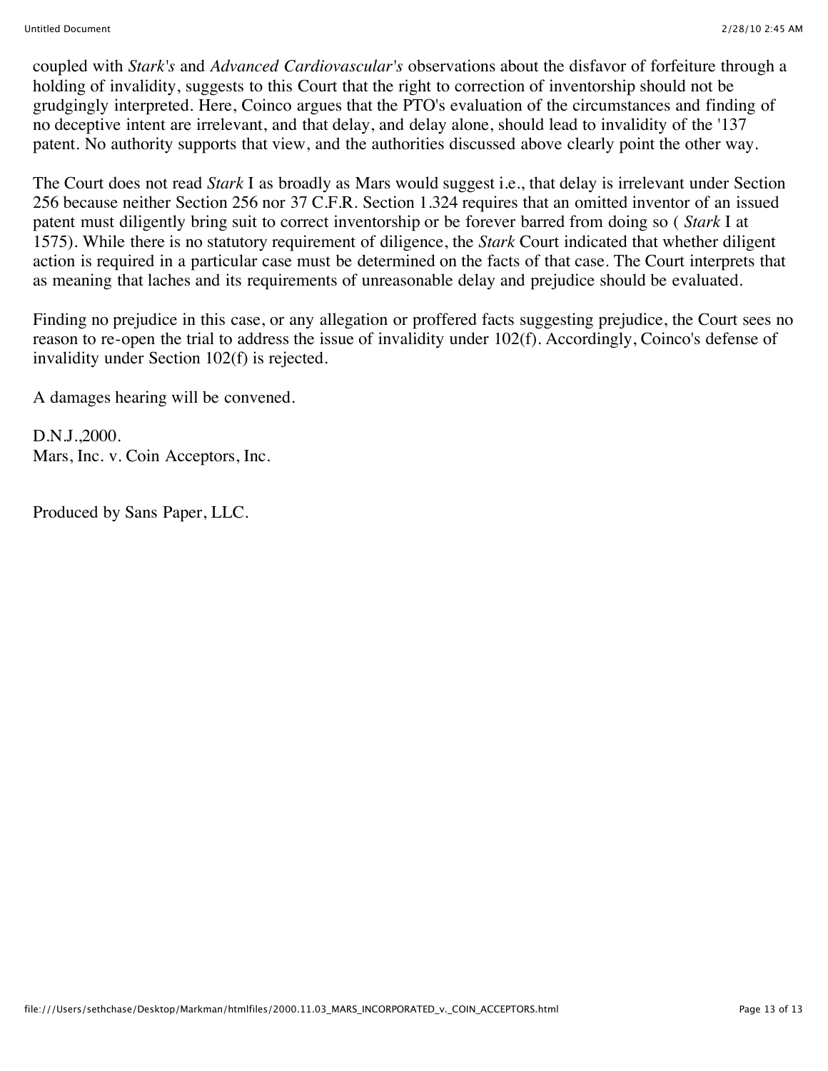coupled with *Stark's* and *Advanced Cardiovascular's* observations about the disfavor of forfeiture through a holding of invalidity, suggests to this Court that the right to correction of inventorship should not be grudgingly interpreted. Here, Coinco argues that the PTO's evaluation of the circumstances and finding of no deceptive intent are irrelevant, and that delay, and delay alone, should lead to invalidity of the '137 patent. No authority supports that view, and the authorities discussed above clearly point the other way.

The Court does not read *Stark* I as broadly as Mars would suggest i.e., that delay is irrelevant under Section 256 because neither Section 256 nor 37 C.F.R. Section 1.324 requires that an omitted inventor of an issued patent must diligently bring suit to correct inventorship or be forever barred from doing so ( *Stark* I at 1575). While there is no statutory requirement of diligence, the *Stark* Court indicated that whether diligent action is required in a particular case must be determined on the facts of that case. The Court interprets that as meaning that laches and its requirements of unreasonable delay and prejudice should be evaluated.

Finding no prejudice in this case, or any allegation or proffered facts suggesting prejudice, the Court sees no reason to re-open the trial to address the issue of invalidity under 102(f). Accordingly, Coinco's defense of invalidity under Section 102(f) is rejected.

A damages hearing will be convened.

D.N.J.,2000.
Mars, Inc. v. Coin Acceptors, Inc.

Produced by Sans Paper, LLC.